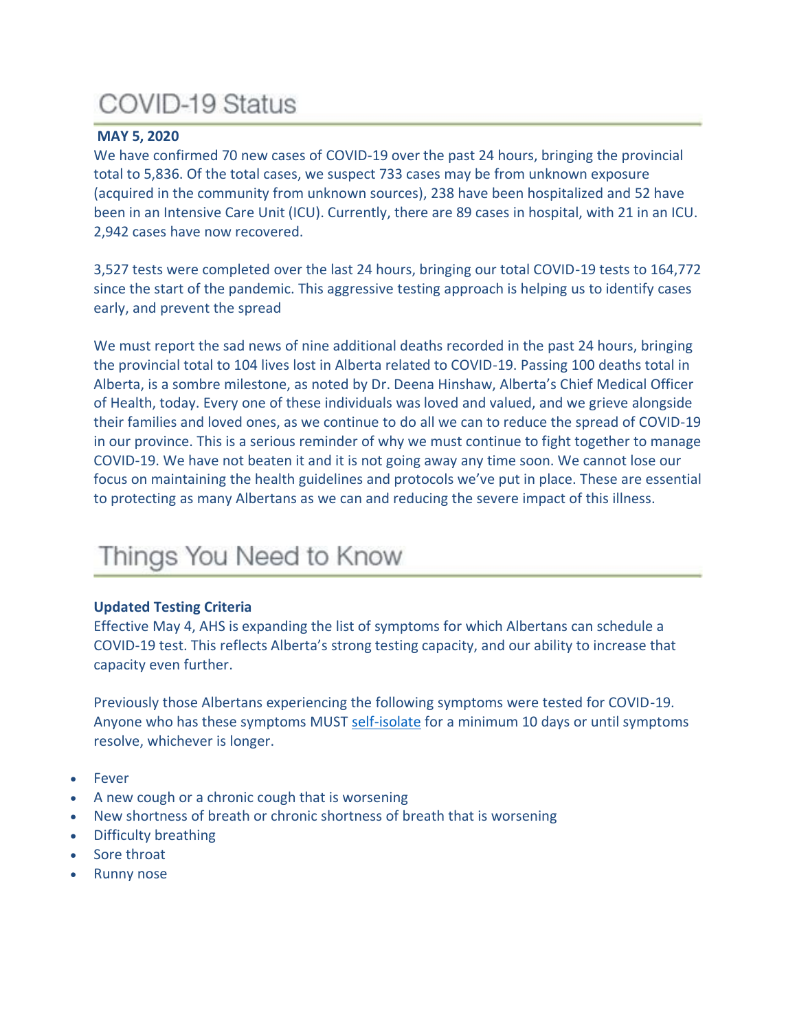# COVID-19 Status

**MAY 5, 2020**

We have confirmed 70 new cases of COVID-19 over the past 24 hours, bringing the provincial total to 5,836. Of the total cases, we suspect 733 cases may be from unknown exposure (acquired in the community from unknown sources), 238 have been hospitalized and 52 have been in an Intensive Care Unit (ICU). Currently, there are 89 cases in hospital, with 21 in an ICU. 2,942 cases have now recovered.

3,527 tests were completed over the last 24 hours, bringing our total COVID-19 tests to 164,772 since the start of the pandemic. This aggressive testing approach is helping us to identify cases early, and prevent the spread

We must report the sad news of nine additional deaths recorded in the past 24 hours, bringing the provincial total to 104 lives lost in Alberta related to COVID-19. Passing 100 deaths total in Alberta, is a sombre milestone, as noted by Dr. Deena Hinshaw, Alberta's Chief Medical Officer of Health, today. Every one of these individuals was loved and valued, and we grieve alongside their families and loved ones, as we continue to do all we can to reduce the spread of COVID-19 in our province. This is a serious reminder of why we must continue to fight together to manage COVID-19. We have not beaten it and it is not going away any time soon. We cannot lose our focus on maintaining the health guidelines and protocols we've put in place. These are essential to protecting as many Albertans as we can and reducing the severe impact of this illness.

# Things You Need to Know

**Updated Testing Criteria**

Effective May 4, AHS is expanding the list of symptoms for which Albertans can schedule a COVID-19 test. This reflects Alberta's strong testing capacity, and our ability to increase that capacity even further.

Previously those Albertans experiencing the following symptoms were tested for COVID-19. Anyone who has these symptoms MUST self-isolate for a minimum 10 days or until symptoms resolve, whichever is longer.

- Fever
- A new cough or a chronic cough that is worsening
- New shortness of breath or chronic shortness of breath that is worsening
- Difficulty breathing
- Sore throat
- Runny nose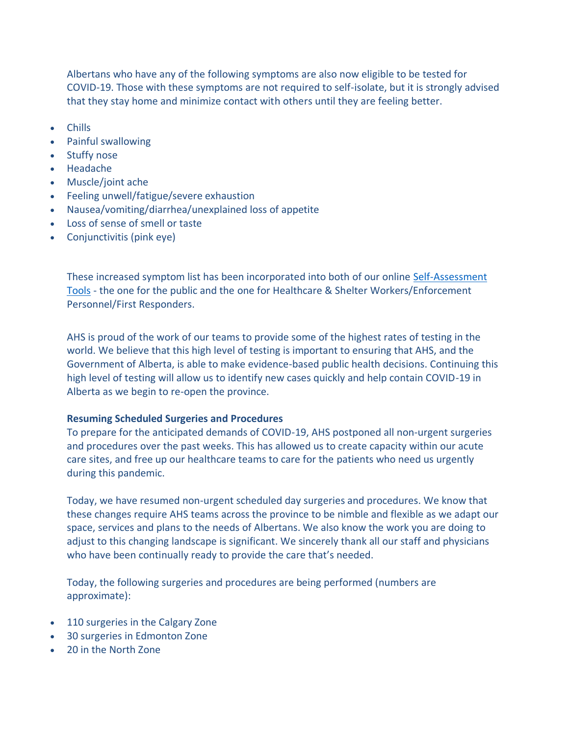Albertans who have any of the following symptoms are also now eligible to be tested for COVID-19. Those with these symptoms are not required to self-isolate, but it is strongly advised that they stay home and minimize contact with others until they are feeling better.

- Chills
- Painful swallowing
- Stuffy nose
- Headache
- Muscle/joint ache
- Feeling unwell/fatigue/severe exhaustion
- Nausea/vomiting/diarrhea/unexplained loss of appetite
- Loss of sense of smell or taste
- Conjunctivitis (pink eye)

These increased symptom list has been incorporated into both of our online Self-Assessment Tools - the one for the public and the one for Healthcare & Shelter Workers/Enforcement Personnel/First Responders.

AHS is proud of the work of our teams to provide some of the highest rates of testing in the world. We believe that this high level of testing is important to ensuring that AHS, and the Government of Alberta, is able to make evidence-based public health decisions. Continuing this high level of testing will allow us to identify new cases quickly and help contain COVID-19 in Alberta as we begin to re-open the province.

**Resuming Scheduled Surgeries and Procedures**

To prepare for the anticipated demands of COVID-19, AHS postponed all non-urgent surgeries and procedures over the past weeks. This has allowed us to create capacity within our acute care sites, and free up our healthcare teams to care for the patients who need us urgently during this pandemic.

Today, we have resumed non-urgent scheduled day surgeries and procedures. We know that these changes require AHS teams across the province to be nimble and flexible as we adapt our space, services and plans to the needs of Albertans. We also know the work you are doing to adjust to this changing landscape is significant. We sincerely thank all our staff and physicians who have been continually ready to provide the care that's needed.

Today, the following surgeries and procedures are being performed (numbers are approximate):

- 110 surgeries in the Calgary Zone
- 30 surgeries in Edmonton Zone
- 20 in the North Zone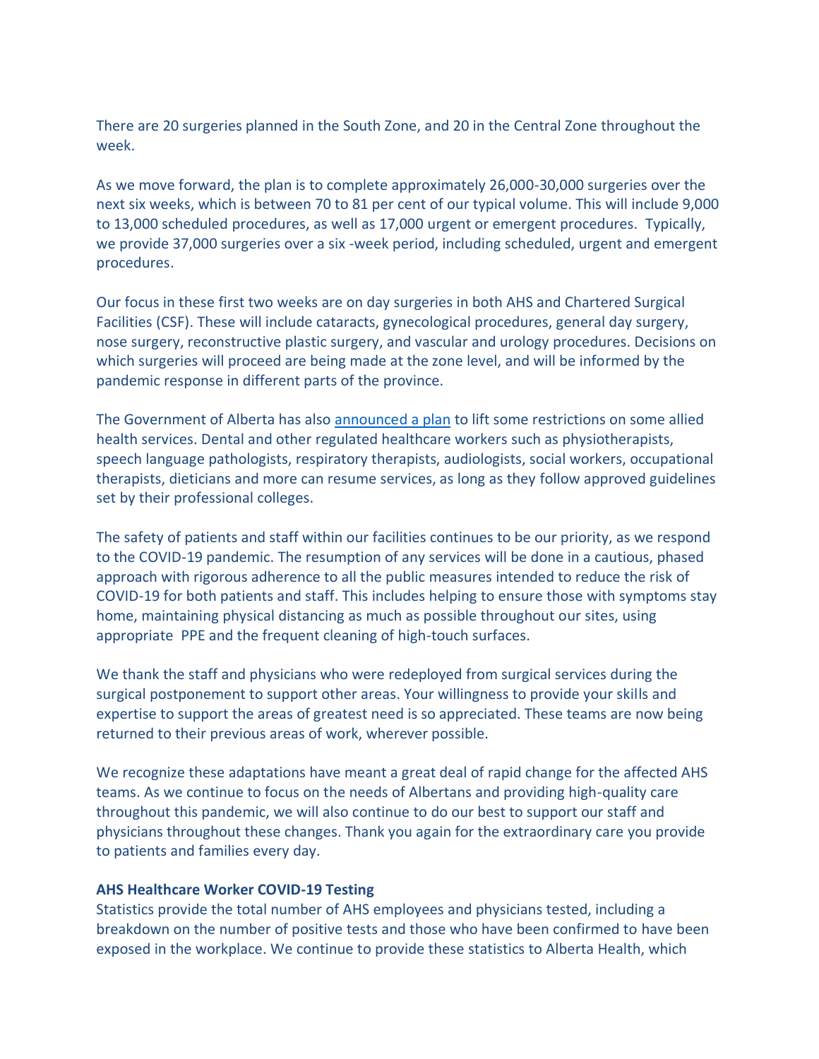There are 20 surgeries planned in the South Zone, and 20 in the Central Zone throughout the week.

As we move forward, the plan is to complete approximately 26,000-30,000 surgeries over the next six weeks, which is between 70 to 81 per cent of our typical volume. This will include 9,000 to 13,000 scheduled procedures, as well as 17,000 urgent or emergent procedures. Typically, we provide 37,000 surgeries over a six -week period, including scheduled, urgent and emergent procedures.

Our focus in these first two weeks are on day surgeries in both AHS and Chartered Surgical Facilities (CSF). These will include cataracts, gynecological procedures, general day surgery, nose surgery, reconstructive plastic surgery, and vascular and urology procedures. Decisions on which surgeries will proceed are being made at the zone level, and will be informed by the pandemic response in different parts of the province.

The Government of Alberta has also [announced a plan](announced a plan) to lift some restrictions on some allied health services. Dental and other regulated healthcare workers such as physiotherapists, speech language pathologists, respiratory therapists, audiologists, social workers, occupational therapists, dieticians and more can resume services, as long as they follow approved guidelines set by their professional colleges.

The safety of patients and staff within our facilities continues to be our priority, as we respond to the COVID-19 pandemic. The resumption of any services will be done in a cautious, phased approach with rigorous adherence to all the public measures intended to reduce the risk of COVID-19 for both patients and staff. This includes helping to ensure those with symptoms stay home, maintaining physical distancing as much as possible throughout our sites, using appropriate PPE and the frequent cleaning of high-touch surfaces.

We thank the staff and physicians who were redeployed from surgical services during the surgical postponement to support other areas. Your willingness to provide your skills and expertise to support the areas of greatest need is so appreciated. These teams are now being returned to their previous areas of work, wherever possible.

We recognize these adaptations have meant a great deal of rapid change for the affected AHS teams. As we continue to focus on the needs of Albertans and providing high-quality care throughout this pandemic, we will also continue to do our best to support our staff and physicians throughout these changes. Thank you again for the extraordinary care you provide to patients and families every day.

**AHS Healthcare Worker COVID-19 Testing**
Statistics provide the total number of AHS employees and physicians tested, including a breakdown on the number of positive tests and those who have been confirmed to have been exposed in the workplace. We continue to provide these statistics to Alberta Health, which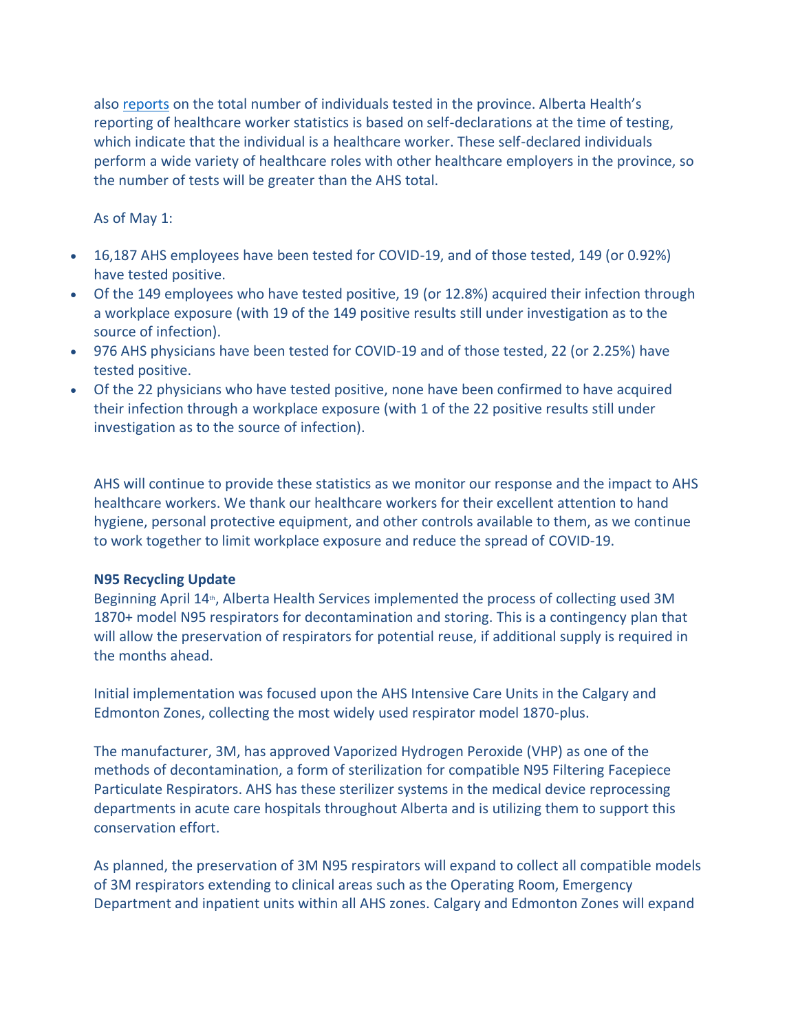also [reports](reports) on the total number of individuals tested in the province. Alberta Health's reporting of healthcare worker statistics is based on self-declarations at the time of testing, which indicate that the individual is a healthcare worker. These self-declared individuals perform a wide variety of healthcare roles with other healthcare employers in the province, so the number of tests will be greater than the AHS total.

As of May 1:

- 16,187 AHS employees have been tested for COVID-19, and of those tested, 149 (or 0.92%) have tested positive.
- Of the 149 employees who have tested positive, 19 (or 12.8%) acquired their infection through a workplace exposure (with 19 of the 149 positive results still under investigation as to the source of infection).
- 976 AHS physicians have been tested for COVID-19 and of those tested, 22 (or 2.25%) have tested positive.
- Of the 22 physicians who have tested positive, none have been confirmed to have acquired their infection through a workplace exposure (with 1 of the 22 positive results still under investigation as to the source of infection).

AHS will continue to provide these statistics as we monitor our response and the impact to AHS healthcare workers. We thank our healthcare workers for their excellent attention to hand hygiene, personal protective equipment, and other controls available to them, as we continue to work together to limit workplace exposure and reduce the spread of COVID-19.

**N95 Recycling Update**

Beginning April 14th, Alberta Health Services implemented the process of collecting used 3M 1870+ model N95 respirators for decontamination and storing. This is a contingency plan that will allow the preservation of respirators for potential reuse, if additional supply is required in the months ahead.

Initial implementation was focused upon the AHS Intensive Care Units in the Calgary and Edmonton Zones, collecting the most widely used respirator model 1870-plus.

The manufacturer, 3M, has approved Vaporized Hydrogen Peroxide (VHP) as one of the methods of decontamination, a form of sterilization for compatible N95 Filtering Facepiece Particulate Respirators. AHS has these sterilizer systems in the medical device reprocessing departments in acute care hospitals throughout Alberta and is utilizing them to support this conservation effort.

As planned, the preservation of 3M N95 respirators will expand to collect all compatible models of 3M respirators extending to clinical areas such as the Operating Room, Emergency Department and inpatient units within all AHS zones. Calgary and Edmonton Zones will expand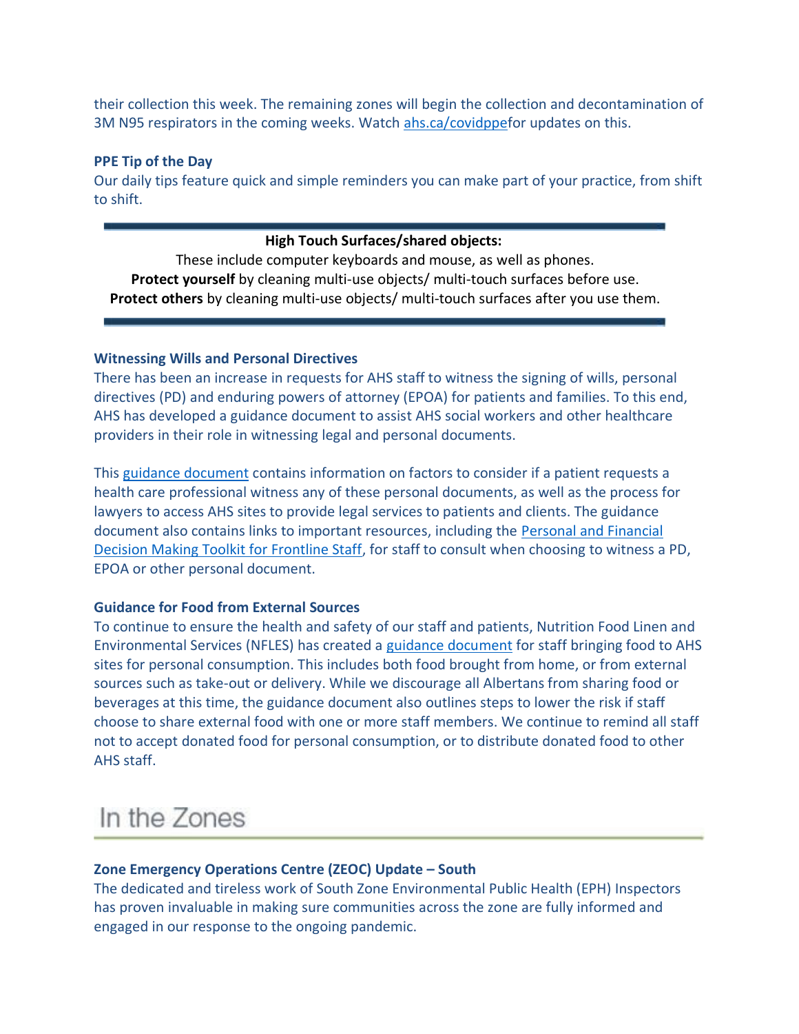their collection this week. The remaining zones will begin the collection and decontamination of 3M N95 respirators in the coming weeks. Watch ahs.ca/covidppefor updates on this.

### PPE Tip of the Day

Our daily tips feature quick and simple reminders you can make part of your practice, from shift to shift.

---

**High Touch Surfaces/shared objects:**

These include computer keyboards and mouse, as well as phones.

**Protect yourself** by cleaning multi-use objects/ multi-touch surfaces before use.

**Protect others** by cleaning multi-use objects/ multi-touch surfaces after you use them.

---

### Witnessing Wills and Personal Directives

There has been an increase in requests for AHS staff to witness the signing of wills, personal directives (PD) and enduring powers of attorney (EPOA) for patients and families. To this end, AHS has developed a guidance document to assist AHS social workers and other healthcare providers in their role in witnessing legal and personal documents.

This guidance document contains information on factors to consider if a patient requests a health care professional witness any of these personal documents, as well as the process for lawyers to access AHS sites to provide legal services to patients and clients. The guidance document also contains links to important resources, including the Personal and Financial Decision Making Toolkit for Frontline Staff, for staff to consult when choosing to witness a PD, EPOA or other personal document.

### Guidance for Food from External Sources

To continue to ensure the health and safety of our staff and patients, Nutrition Food Linen and Environmental Services (NFLES) has created a guidance document for staff bringing food to AHS sites for personal consumption. This includes both food brought from home, or from external sources such as take-out or delivery. While we discourage all Albertans from sharing food or beverages at this time, the guidance document also outlines steps to lower the risk if staff choose to share external food with one or more staff members. We continue to remind all staff not to accept donated food for personal consumption, or to distribute donated food to other AHS staff.

## In the Zones

### Zone Emergency Operations Centre (ZEOC) Update – South

The dedicated and tireless work of South Zone Environmental Public Health (EPH) Inspectors has proven invaluable in making sure communities across the zone are fully informed and engaged in our response to the ongoing pandemic.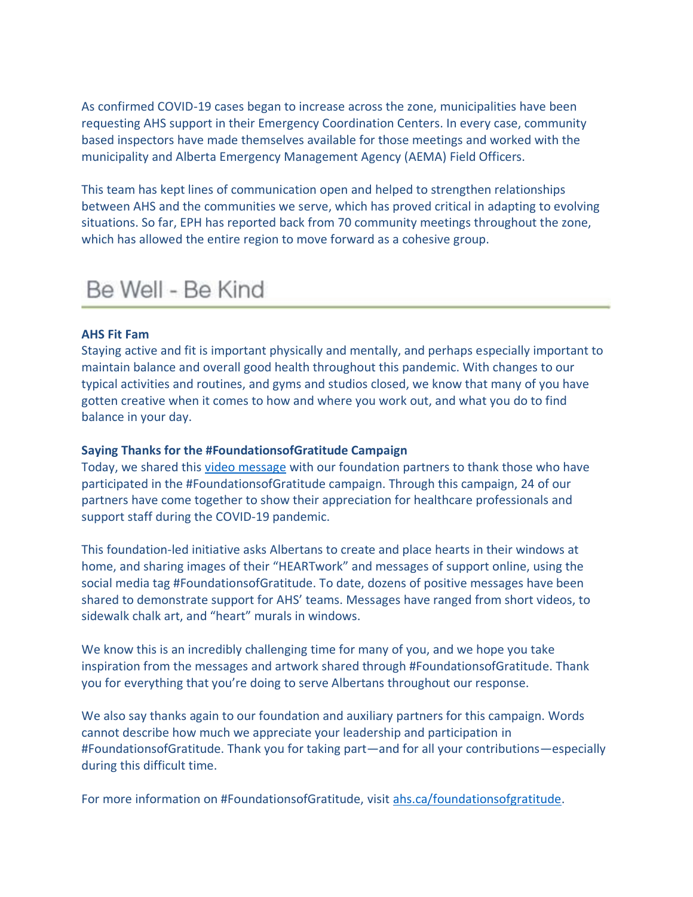As confirmed COVID-19 cases began to increase across the zone, municipalities have been requesting AHS support in their Emergency Coordination Centers. In every case, community based inspectors have made themselves available for those meetings and worked with the municipality and Alberta Emergency Management Agency (AEMA) Field Officers.

This team has kept lines of communication open and helped to strengthen relationships between AHS and the communities we serve, which has proved critical in adapting to evolving situations. So far, EPH has reported back from 70 community meetings throughout the zone, which has allowed the entire region to move forward as a cohesive group.

## Be Well - Be Kind

**AHS Fit Fam**
Staying active and fit is important physically and mentally, and perhaps especially important to maintain balance and overall good health throughout this pandemic. With changes to our typical activities and routines, and gyms and studios closed, we know that many of you have gotten creative when it comes to how and where you work out, and what you do to find balance in your day.

**Saying Thanks for the #FoundationsofGratitude Campaign**
Today, we shared this video message with our foundation partners to thank those who have participated in the #FoundationsofGratitude campaign. Through this campaign, 24 of our partners have come together to show their appreciation for healthcare professionals and support staff during the COVID-19 pandemic.

This foundation-led initiative asks Albertans to create and place hearts in their windows at home, and sharing images of their "HEARTwork" and messages of support online, using the social media tag #FoundationsofGratitude. To date, dozens of positive messages have been shared to demonstrate support for AHS' teams. Messages have ranged from short videos, to sidewalk chalk art, and "heart" murals in windows.

We know this is an incredibly challenging time for many of you, and we hope you take inspiration from the messages and artwork shared through #FoundationsofGratitude. Thank you for everything that you're doing to serve Albertans throughout our response.

We also say thanks again to our foundation and auxiliary partners for this campaign. Words cannot describe how much we appreciate your leadership and participation in #FoundationsofGratitude. Thank you for taking part—and for all your contributions—especially during this difficult time.

For more information on #FoundationsofGratitude, visit ahs.ca/foundationsofgratitude.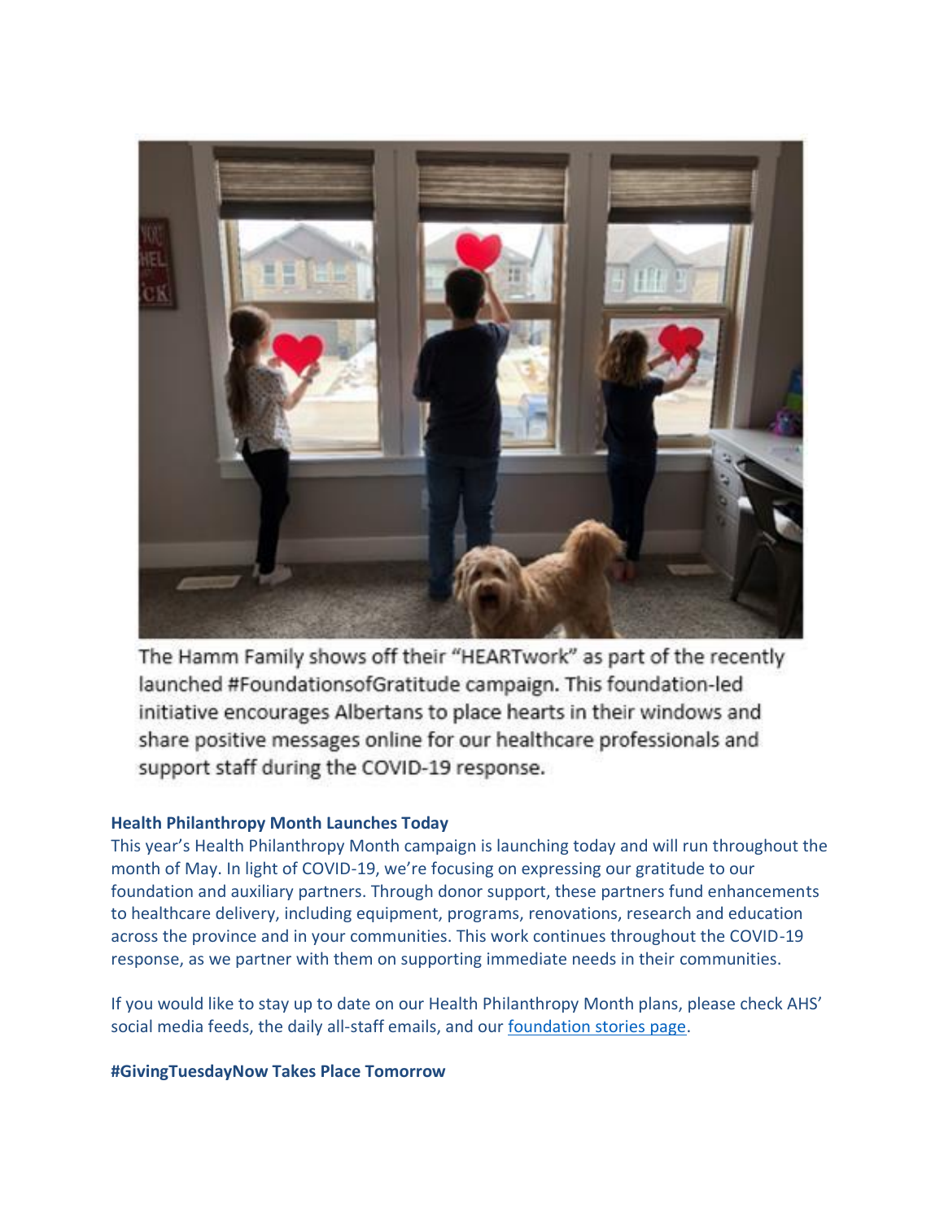The Hamm Family shows off their "HEARTwork" as part of the recently launched #FoundationsofGratitude campaign. This foundation-led initiative encourages Albertans to place hearts in their windows and share positive messages online for our healthcare professionals and support staff during the COVID-19 response.

**Health Philanthropy Month Launches Today**

This year's Health Philanthropy Month campaign is launching today and will run throughout the month of May. In light of COVID-19, we're focusing on expressing our gratitude to our foundation and auxiliary partners. Through donor support, these partners fund enhancements to healthcare delivery, including equipment, programs, renovations, research and education across the province and in your communities. This work continues throughout the COVID-19 response, as we partner with them on supporting immediate needs in their communities.

If you would like to stay up to date on our Health Philanthropy Month plans, please check AHS' social media feeds, the daily all-staff emails, and our foundation stories page.

**#GivingTuesdayNow Takes Place Tomorrow**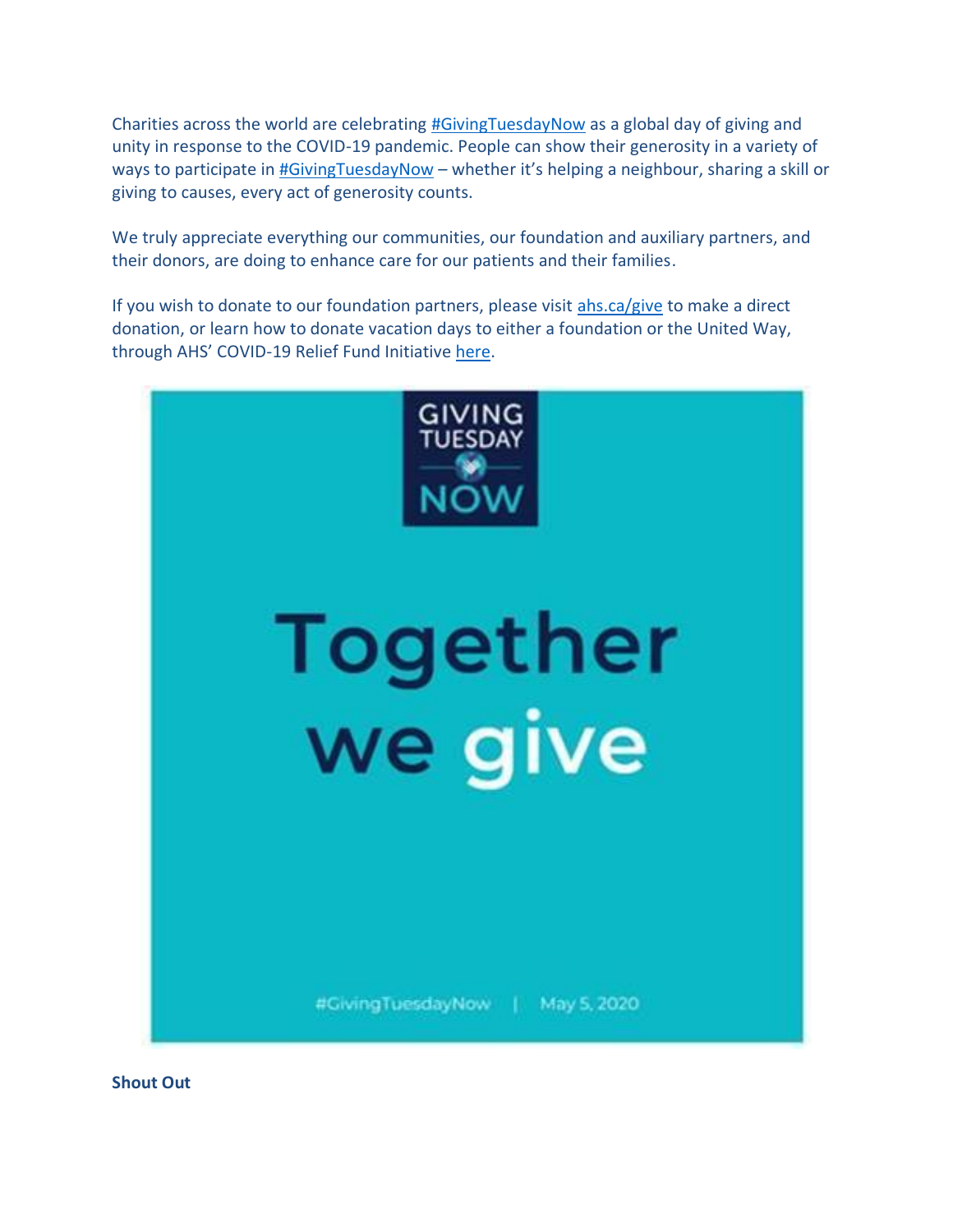Charities across the world are celebrating #GivingTuesdayNow as a global day of giving and unity in response to the COVID-19 pandemic. People can show their generosity in a variety of ways to participate in #GivingTuesdayNow – whether it's helping a neighbour, sharing a skill or giving to causes, every act of generosity counts.

We truly appreciate everything our communities, our foundation and auxiliary partners, and their donors, are doing to enhance care for our patients and their families.

If you wish to donate to our foundation partners, please visit ahs.ca/give to make a direct donation, or learn how to donate vacation days to either a foundation or the United Way, through AHS' COVID-19 Relief Fund Initiative here.

GIVING TUESDAY NOW

Together we give

#GivingTuesdayNow | May 5, 2020

**Shout Out**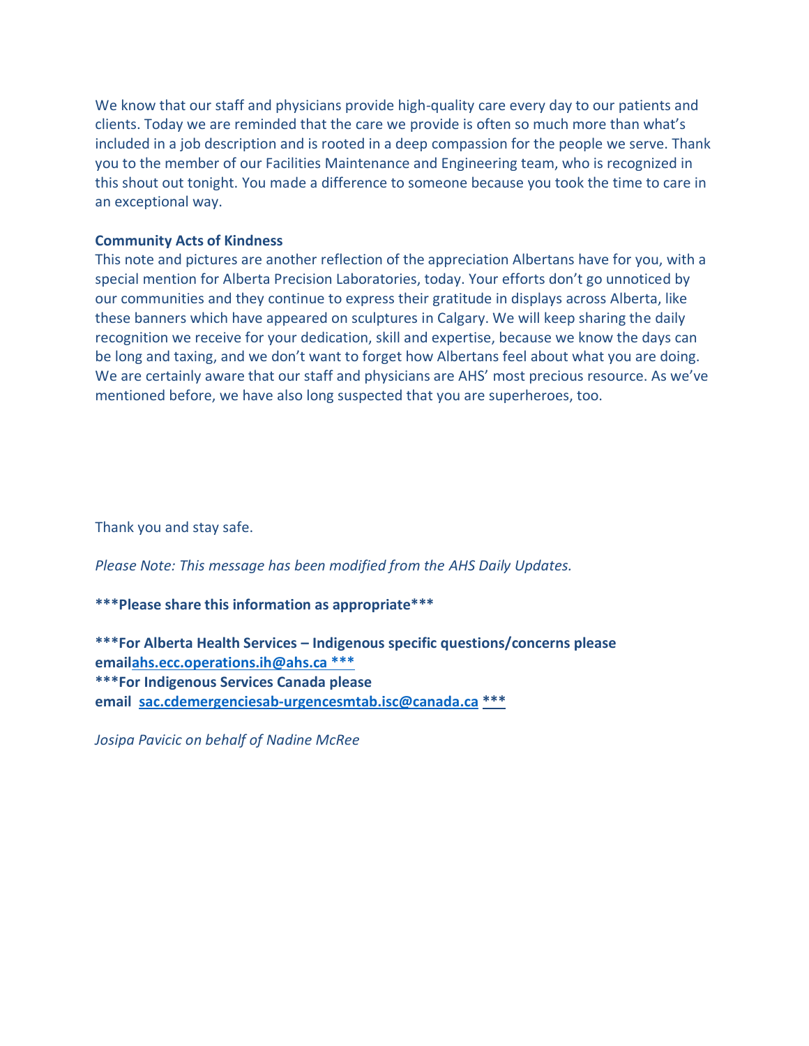We know that our staff and physicians provide high-quality care every day to our patients and clients. Today we are reminded that the care we provide is often so much more than what's included in a job description and is rooted in a deep compassion for the people we serve. Thank you to the member of our Facilities Maintenance and Engineering team, who is recognized in this shout out tonight. You made a difference to someone because you took the time to care in an exceptional way.

**Community Acts of Kindness**

This note and pictures are another reflection of the appreciation Albertans have for you, with a special mention for Alberta Precision Laboratories, today. Your efforts don't go unnoticed by our communities and they continue to express their gratitude in displays across Alberta, like these banners which have appeared on sculptures in Calgary. We will keep sharing the daily recognition we receive for your dedication, skill and expertise, because we know the days can be long and taxing, and we don't want to forget how Albertans feel about what you are doing. We are certainly aware that our staff and physicians are AHS' most precious resource. As we've mentioned before, we have also long suspected that you are superheroes, too.

Thank you and stay safe.

*Please Note: This message has been modified from the AHS Daily Updates.*

**\*\*\*Please share this information as appropriate\*\*\***

**\*\*\*For Alberta Health Services – Indigenous specific questions/concerns please emailahs.ecc.operations.ih@ahs.ca \*\*\***
**\*\*\*For Indigenous Services Canada please email sac.cdemergenciesab-urgencesmtab.isc@canada.ca \*\*\***

*Josipa Pavicic on behalf of Nadine McRee*